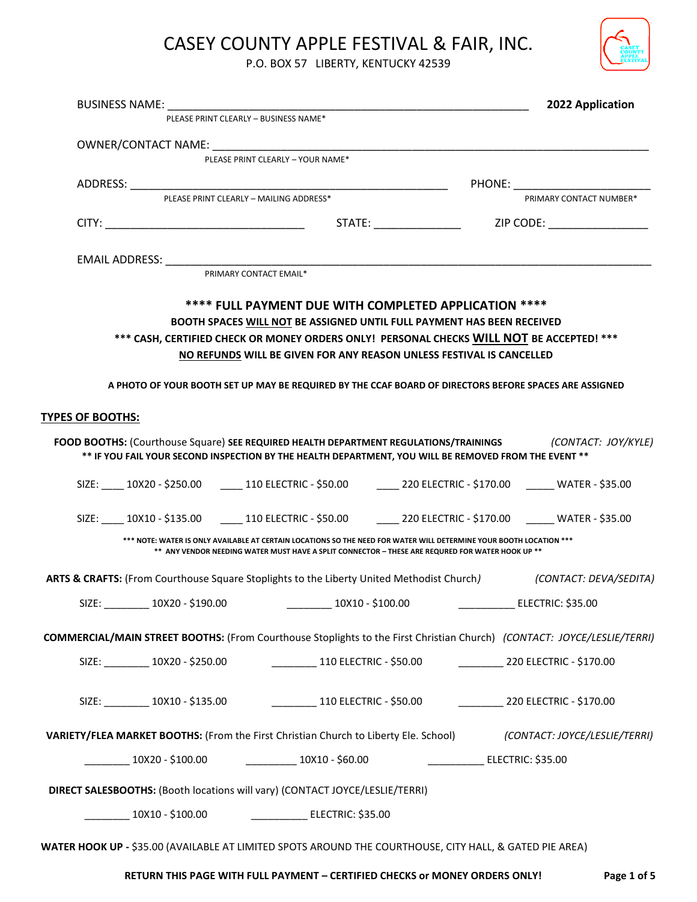# CASEY COUNTY APPLE FESTIVAL & FAIR, INC.

P.O. BOX 57 LIBERTY, KENTUCKY 42539

BUSINESS NAME: ____________________________________________ **2022 Application**

PLEASE PRINT CLEARLY – BUSINESS NAME*

OWNER/CONTACT NAME: ____________________________________________

PLEASE PRINT CLEARLY – YOUR NAME*

ADDRESS: ______________________________ PHONE: ____________________

PLEASE PRINT CLEARLY – MAILING ADDRESS* PRIMARY CONTACT NUMBER*

CITY: ____________________ STATE: ____________ ZIP CODE: ______________

EMAIL ADDRESS: ____________________________________________

PRIMARY CONTACT EMAIL*

**\*\*\*\* FULL PAYMENT DUE WITH COMPLETED APPLICATION \*\*\*\***

**BOOTH SPACES <u>WILL NOT</u> BE ASSIGNED UNTIL FULL PAYMENT HAS BEEN RECEIVED**

**\*\*\* CASH, CERTIFIED CHECK OR MONEY ORDERS ONLY! PERSONAL CHECKS <u>WILL NOT</u> BE ACCEPTED! \*\*\***

**<u>NO REFUNDS</u> WILL BE GIVEN FOR ANY REASON UNLESS FESTIVAL IS CANCELLED**

**A PHOTO OF YOUR BOOTH SET UP MAY BE REQUIRED BY THE CCAF BOARD OF DIRECTORS BEFORE SPACES ARE ASSIGNED**

## TYPES OF BOOTHS:

**FOOD BOOTHS:** (Courthouse Square) **SEE REQUIRED HEALTH DEPARTMENT REGULATIONS/TRAININGS** *(CONTACT: JOY/KYLE)*

**\*\* IF YOU FAIL YOUR SECOND INSPECTION BY THE HEALTH DEPARTMENT, YOU WILL BE REMOVED FROM THE EVENT \*\***

SIZE: ____ 10X20 - $250.00 ____ 110 ELECTRIC - $50.00 ____ 220 ELECTRIC - $170.00 _____ WATER - $35.00

SIZE: ____ 10X10 - $135.00 ____ 110 ELECTRIC - $50.00 ____ 220 ELECTRIC - $170.00 _____ WATER - $35.00

**\*\*\* NOTE: WATER IS ONLY AVAILABLE AT CERTAIN LOCATIONS SO THE NEED FOR WATER WILL DETERMINE YOUR BOOTH LOCATION \*\*\***

**\*\* ANY VENDOR NEEDING WATER MUST HAVE A SPLIT CONNECTOR – THESE ARE REQURED FOR WATER HOOK UP \*\***

**ARTS & CRAFTS:** (From Courthouse Square Stoplights to the Liberty United Methodist Church*)* *(CONTACT: DEVA/SEDITA)*

SIZE: ________ 10X20 - $190.00 ________ 10X10 - $100.00 __________ ELECTRIC: $35.00

**COMMERCIAL/MAIN STREET BOOTHS:** (From Courthouse Stoplights to the First Christian Church) *(CONTACT: JOYCE/LESLIE/TERRI)*

SIZE: ________ 10X20 - $250.00 ________ 110 ELECTRIC - $50.00 ________ 220 ELECTRIC - $170.00

SIZE: ________ 10X10 - $135.00 ________ 110 ELECTRIC - $50.00 ________ 220 ELECTRIC - $170.00

**VARIETY/FLEA MARKET BOOTHS:** (From the First Christian Church to Liberty Ele. School) *(CONTACT: JOYCE/LESLIE/TERRI)*

________ 10X20 - $100.00 _________ 10X10 - $60.00 __________ ELECTRIC: $35.00

**DIRECT SALESBOOTHS:** (Booth locations will vary) (CONTACT JOYCE/LESLIE/TERRI)

________ 10X10 - $100.00 __________ ELECTRIC: $35.00

**WATER HOOK UP -** $35.00 (AVAILABLE AT LIMITED SPOTS AROUND THE COURTHOUSE, CITY HALL, & GATED PIE AREA)

**RETURN THIS PAGE WITH FULL PAYMENT – CERTIFIED CHECKS or MONEY ORDERS ONLY!**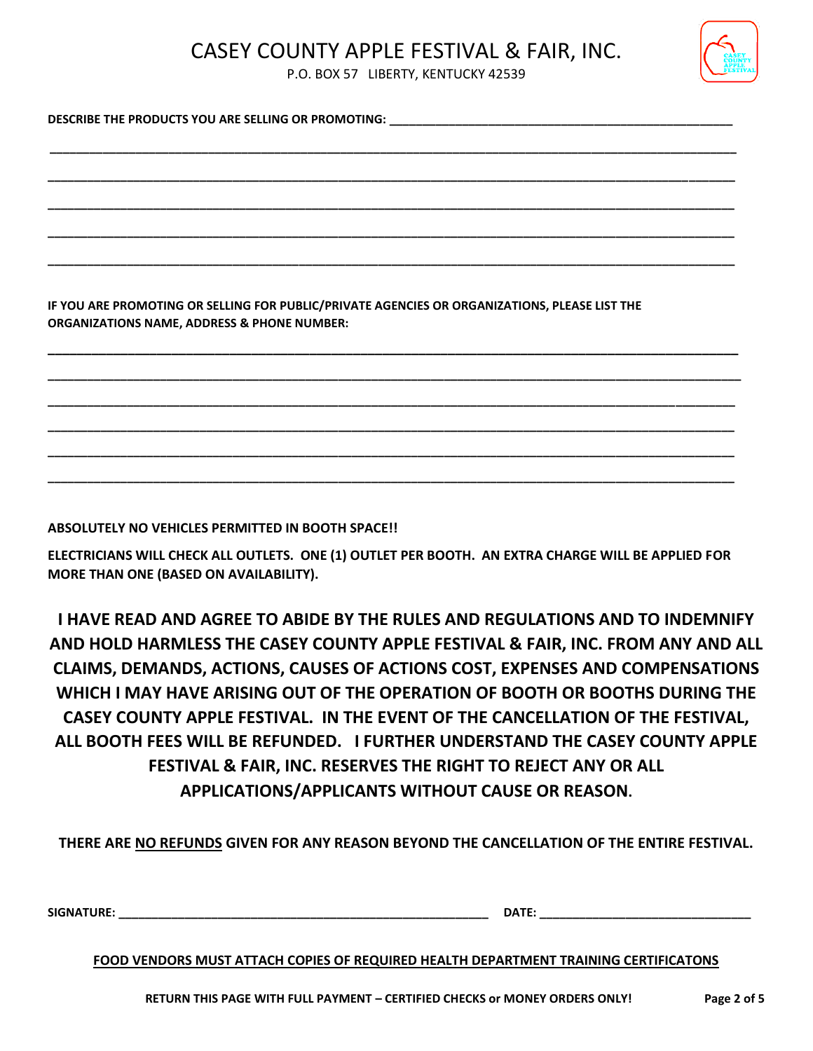# CASEY COUNTY APPLE FESTIVAL & FAIR, INC.

P.O. BOX 57 LIBERTY, KENTUCKY 42539

**DESCRIBE THE PRODUCTS YOU ARE SELLING OR PROMOTING:** ___________________________________________________

_____________________________________________________________________________________________________

_____________________________________________________________________________________________________

_____________________________________________________________________________________________________

_____________________________________________________________________________________________________

_____________________________________________________________________________________________________

**IF YOU ARE PROMOTING OR SELLING FOR PUBLIC/PRIVATE AGENCIES OR ORGANIZATIONS, PLEASE LIST THE ORGANIZATIONS NAME, ADDRESS & PHONE NUMBER:**

_____________________________________________________________________________________________________

_____________________________________________________________________________________________________

_____________________________________________________________________________________________________

_____________________________________________________________________________________________________

_____________________________________________________________________________________________________

_____________________________________________________________________________________________________

**ABSOLUTELY NO VEHICLES PERMITTED IN BOOTH SPACE!!**

**ELECTRICIANS WILL CHECK ALL OUTLETS. ONE (1) OUTLET PER BOOTH. AN EXTRA CHARGE WILL BE APPLIED FOR MORE THAN ONE (BASED ON AVAILABILITY).**

**I HAVE READ AND AGREE TO ABIDE BY THE RULES AND REGULATIONS AND TO INDEMNIFY AND HOLD HARMLESS THE CASEY COUNTY APPLE FESTIVAL & FAIR, INC. FROM ANY AND ALL CLAIMS, DEMANDS, ACTIONS, CAUSES OF ACTIONS COST, EXPENSES AND COMPENSATIONS WHICH I MAY HAVE ARISING OUT OF THE OPERATION OF BOOTH OR BOOTHS DURING THE CASEY COUNTY APPLE FESTIVAL. IN THE EVENT OF THE CANCELLATION OF THE FESTIVAL, ALL BOOTH FEES WILL BE REFUNDED. I FURTHER UNDERSTAND THE CASEY COUNTY APPLE FESTIVAL & FAIR, INC. RESERVES THE RIGHT TO REJECT ANY OR ALL APPLICATIONS/APPLICANTS WITHOUT CAUSE OR REASON.**

**THERE ARE <u>NO REFUNDS</u> GIVEN FOR ANY REASON BEYOND THE CANCELLATION OF THE ENTIRE FESTIVAL.**

**SIGNATURE:** ___________________________________________________ **DATE:** ______________________________

**<u>FOOD VENDORS MUST ATTACH COPIES OF REQUIRED HEALTH DEPARTMENT TRAINING CERTIFICATONS</u>**

**RETURN THIS PAGE WITH FULL PAYMENT – CERTIFIED CHECKS or MONEY ORDERS ONLY!**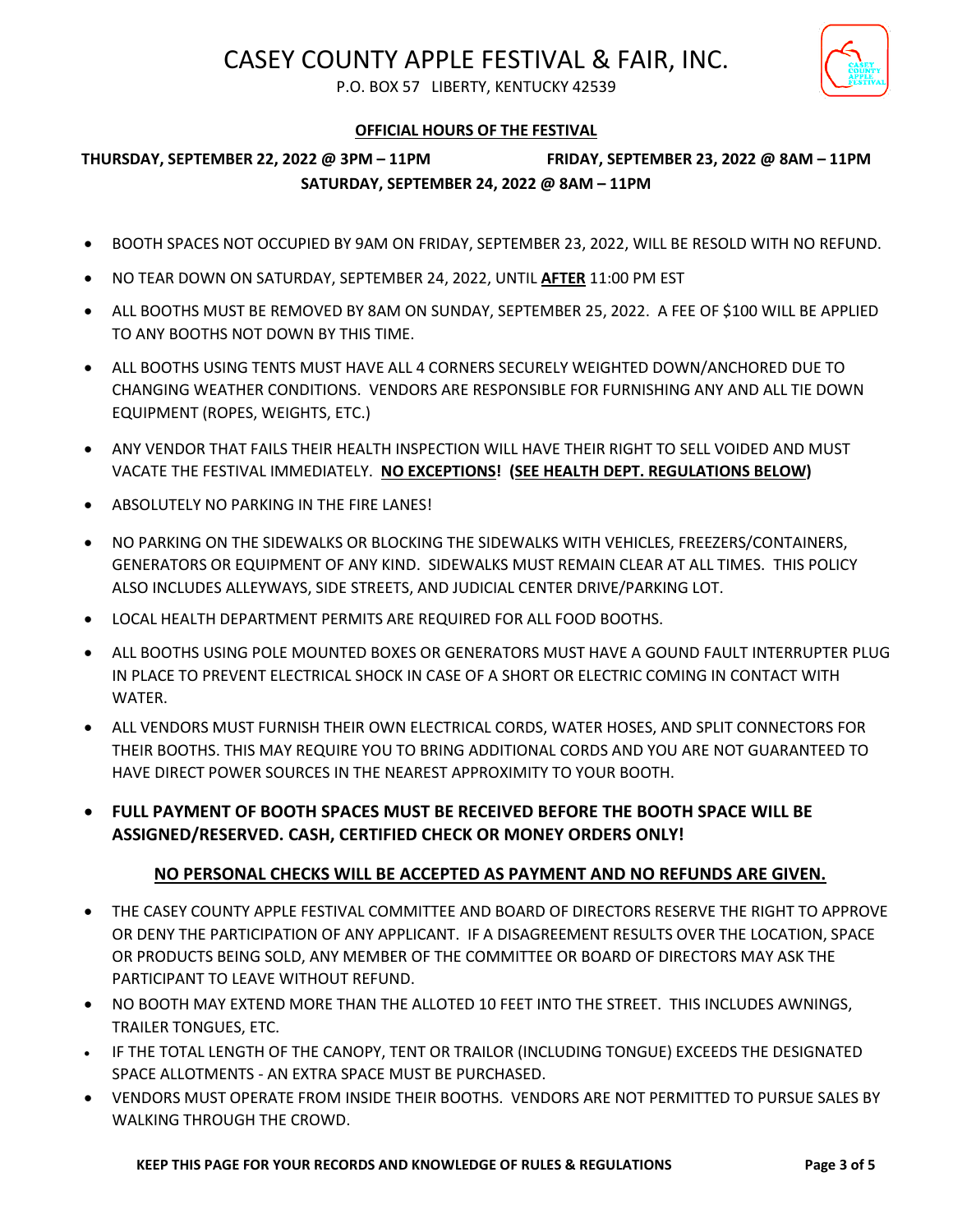# CASEY COUNTY APPLE FESTIVAL & FAIR, INC.

P.O. BOX 57 LIBERTY, KENTUCKY 42539

## **OFFICIAL HOURS OF THE FESTIVAL**

**THURSDAY, SEPTEMBER 22, 2022 @ 3PM – 11PM** **FRIDAY, SEPTEMBER 23, 2022 @ 8AM – 11PM**

**SATURDAY, SEPTEMBER 24, 2022 @ 8AM – 11PM**

- BOOTH SPACES NOT OCCUPIED BY 9AM ON FRIDAY, SEPTEMBER 23, 2022, WILL BE RESOLD WITH NO REFUND.
- NO TEAR DOWN ON SATURDAY, SEPTEMBER 24, 2022, UNTIL **AFTER** 11:00 PM EST
- ALL BOOTHS MUST BE REMOVED BY 8AM ON SUNDAY, SEPTEMBER 25, 2022. A FEE OF $100 WILL BE APPLIED TO ANY BOOTHS NOT DOWN BY THIS TIME.
- ALL BOOTHS USING TENTS MUST HAVE ALL 4 CORNERS SECURELY WEIGHTED DOWN/ANCHORED DUE TO CHANGING WEATHER CONDITIONS. VENDORS ARE RESPONSIBLE FOR FURNISHING ANY AND ALL TIE DOWN EQUIPMENT (ROPES, WEIGHTS, ETC.)
- ANY VENDOR THAT FAILS THEIR HEALTH INSPECTION WILL HAVE THEIR RIGHT TO SELL VOIDED AND MUST VACATE THE FESTIVAL IMMEDIATELY. **NO EXCEPTIONS! (SEE HEALTH DEPT. REGULATIONS BELOW)**
- ABSOLUTELY NO PARKING IN THE FIRE LANES!
- NO PARKING ON THE SIDEWALKS OR BLOCKING THE SIDEWALKS WITH VEHICLES, FREEZERS/CONTAINERS, GENERATORS OR EQUIPMENT OF ANY KIND. SIDEWALKS MUST REMAIN CLEAR AT ALL TIMES. THIS POLICY ALSO INCLUDES ALLEYWAYS, SIDE STREETS, AND JUDICIAL CENTER DRIVE/PARKING LOT.
- LOCAL HEALTH DEPARTMENT PERMITS ARE REQUIRED FOR ALL FOOD BOOTHS.
- ALL BOOTHS USING POLE MOUNTED BOXES OR GENERATORS MUST HAVE A GOUND FAULT INTERRUPTER PLUG IN PLACE TO PREVENT ELECTRICAL SHOCK IN CASE OF A SHORT OR ELECTRIC COMING IN CONTACT WITH WATER.
- ALL VENDORS MUST FURNISH THEIR OWN ELECTRICAL CORDS, WATER HOSES, AND SPLIT CONNECTORS FOR THEIR BOOTHS. THIS MAY REQUIRE YOU TO BRING ADDITIONAL CORDS AND YOU ARE NOT GUARANTEED TO HAVE DIRECT POWER SOURCES IN THE NEAREST APPROXIMITY TO YOUR BOOTH.
- **FULL PAYMENT OF BOOTH SPACES MUST BE RECEIVED BEFORE THE BOOTH SPACE WILL BE ASSIGNED/RESERVED. CASH, CERTIFIED CHECK OR MONEY ORDERS ONLY!**

**NO PERSONAL CHECKS WILL BE ACCEPTED AS PAYMENT AND NO REFUNDS ARE GIVEN.**

- THE CASEY COUNTY APPLE FESTIVAL COMMITTEE AND BOARD OF DIRECTORS RESERVE THE RIGHT TO APPROVE OR DENY THE PARTICIPATION OF ANY APPLICANT. IF A DISAGREEMENT RESULTS OVER THE LOCATION, SPACE OR PRODUCTS BEING SOLD, ANY MEMBER OF THE COMMITTEE OR BOARD OF DIRECTORS MAY ASK THE PARTICIPANT TO LEAVE WITHOUT REFUND.
- NO BOOTH MAY EXTEND MORE THAN THE ALLOTED 10 FEET INTO THE STREET. THIS INCLUDES AWNINGS, TRAILER TONGUES, ETC.
- IF THE TOTAL LENGTH OF THE CANOPY, TENT OR TRAILOR (INCLUDING TONGUE) EXCEEDS THE DESIGNATED SPACE ALLOTMENTS - AN EXTRA SPACE MUST BE PURCHASED.
- VENDORS MUST OPERATE FROM INSIDE THEIR BOOTHS. VENDORS ARE NOT PERMITTED TO PURSUE SALES BY WALKING THROUGH THE CROWD.

**KEEP THIS PAGE FOR YOUR RECORDS AND KNOWLEDGE OF RULES & REGULATIONS**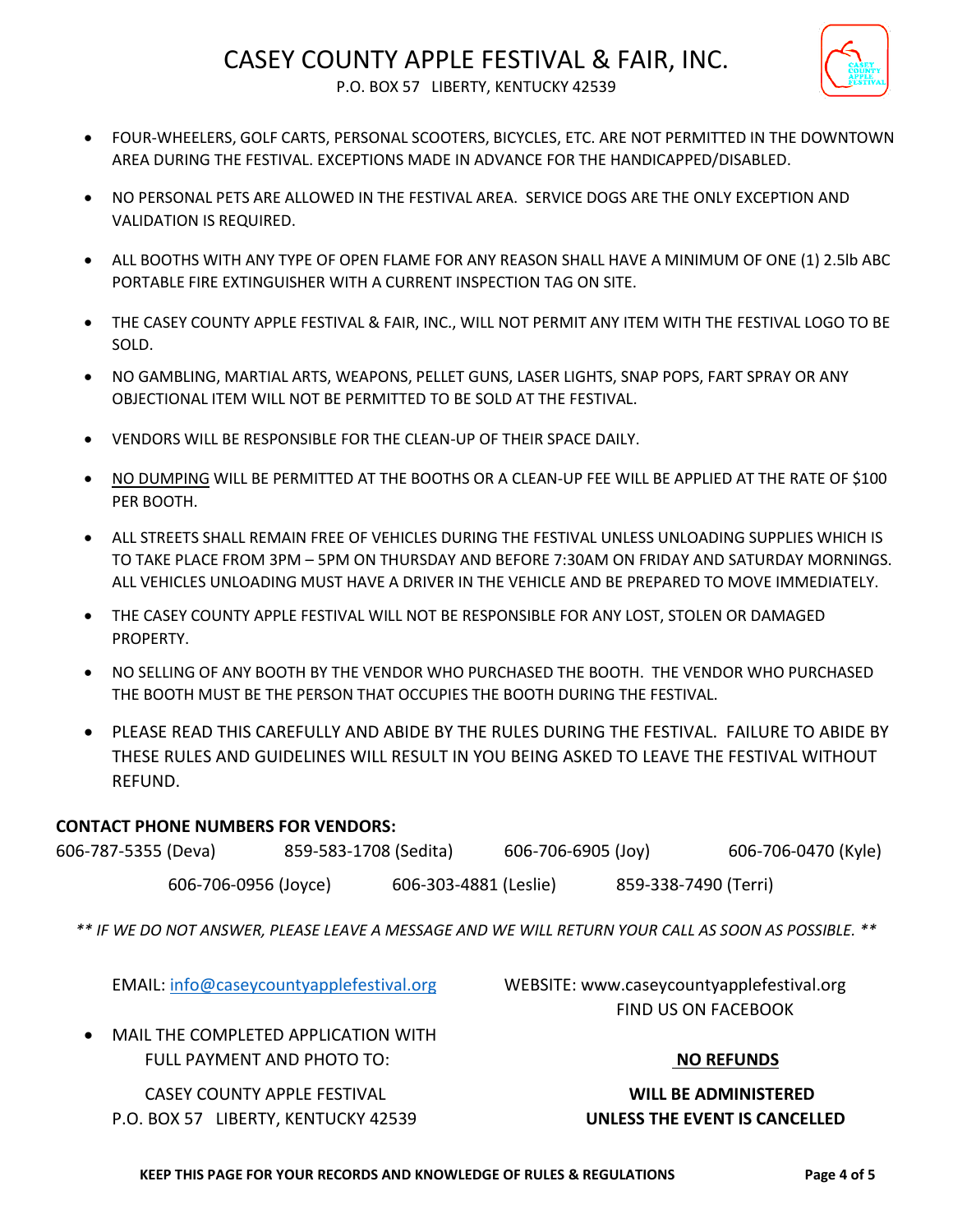# CASEY COUNTY APPLE FESTIVAL & FAIR, INC.

P.O. BOX 57 LIBERTY, KENTUCKY 42539

- FOUR-WHEELERS, GOLF CARTS, PERSONAL SCOOTERS, BICYCLES, ETC. ARE NOT PERMITTED IN THE DOWNTOWN AREA DURING THE FESTIVAL. EXCEPTIONS MADE IN ADVANCE FOR THE HANDICAPPED/DISABLED.
- NO PERSONAL PETS ARE ALLOWED IN THE FESTIVAL AREA. SERVICE DOGS ARE THE ONLY EXCEPTION AND VALIDATION IS REQUIRED.
- ALL BOOTHS WITH ANY TYPE OF OPEN FLAME FOR ANY REASON SHALL HAVE A MINIMUM OF ONE (1) 2.5lb ABC PORTABLE FIRE EXTINGUISHER WITH A CURRENT INSPECTION TAG ON SITE.
- THE CASEY COUNTY APPLE FESTIVAL & FAIR, INC., WILL NOT PERMIT ANY ITEM WITH THE FESTIVAL LOGO TO BE SOLD.
- NO GAMBLING, MARTIAL ARTS, WEAPONS, PELLET GUNS, LASER LIGHTS, SNAP POPS, FART SPRAY OR ANY OBJECTIONAL ITEM WILL NOT BE PERMITTED TO BE SOLD AT THE FESTIVAL.
- VENDORS WILL BE RESPONSIBLE FOR THE CLEAN-UP OF THEIR SPACE DAILY.
- <u>NO DUMPING</u> WILL BE PERMITTED AT THE BOOTHS OR A CLEAN-UP FEE WILL BE APPLIED AT THE RATE OF $100 PER BOOTH.
- ALL STREETS SHALL REMAIN FREE OF VEHICLES DURING THE FESTIVAL UNLESS UNLOADING SUPPLIES WHICH IS TO TAKE PLACE FROM 3PM – 5PM ON THURSDAY AND BEFORE 7:30AM ON FRIDAY AND SATURDAY MORNINGS. ALL VEHICLES UNLOADING MUST HAVE A DRIVER IN THE VEHICLE AND BE PREPARED TO MOVE IMMEDIATELY.
- THE CASEY COUNTY APPLE FESTIVAL WILL NOT BE RESPONSIBLE FOR ANY LOST, STOLEN OR DAMAGED PROPERTY.
- NO SELLING OF ANY BOOTH BY THE VENDOR WHO PURCHASED THE BOOTH. THE VENDOR WHO PURCHASED THE BOOTH MUST BE THE PERSON THAT OCCUPIES THE BOOTH DURING THE FESTIVAL.
- PLEASE READ THIS CAREFULLY AND ABIDE BY THE RULES DURING THE FESTIVAL. FAILURE TO ABIDE BY THESE RULES AND GUIDELINES WILL RESULT IN YOU BEING ASKED TO LEAVE THE FESTIVAL WITHOUT REFUND.

**CONTACT PHONE NUMBERS FOR VENDORS:**

606-787-5355 (Deva) 859-583-1708 (Sedita) 606-706-6905 (Joy) 606-706-0470 (Kyle)

606-706-0956 (Joyce) 606-303-4881 (Leslie) 859-338-7490 (Terri)

*** IF WE DO NOT ANSWER, PLEASE LEAVE A MESSAGE AND WE WILL RETURN YOUR CALL AS SOON AS POSSIBLE. ***

EMAIL: info@caseycountyapplefestival.org

WEBSITE: www.caseycountyapplefestival.org
FIND US ON FACEBOOK

- MAIL THE COMPLETED APPLICATION WITH FULL PAYMENT AND PHOTO TO:

  CASEY COUNTY APPLE FESTIVAL
  P.O. BOX 57 LIBERTY, KENTUCKY 42539

**<u>NO REFUNDS</u>**

**WILL BE ADMINISTERED UNLESS THE EVENT IS CANCELLED**

**KEEP THIS PAGE FOR YOUR RECORDS AND KNOWLEDGE OF RULES & REGULATIONS**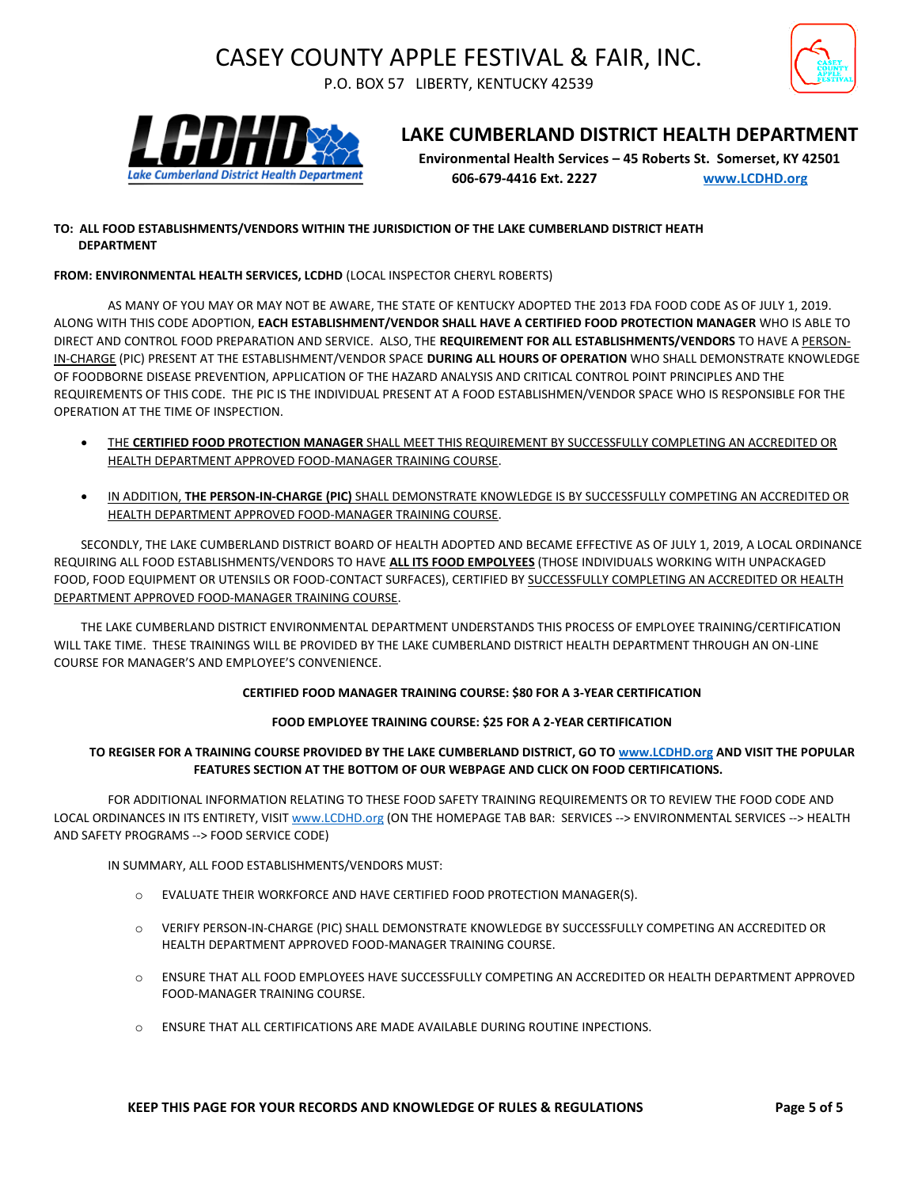# CASEY COUNTY APPLE FESTIVAL & FAIR, INC.

P.O. BOX 57 LIBERTY, KENTUCKY 42539

## LAKE CUMBERLAND DISTRICT HEALTH DEPARTMENT

**Environmental Health Services – 45 Roberts St. Somerset, KY 42501**
**606-679-4416 Ext. 2227** www.LCDHD.org

**TO: ALL FOOD ESTABLISHMENTS/VENDORS WITHIN THE JURISDICTION OF THE LAKE CUMBERLAND DISTRICT HEATH DEPARTMENT**

**FROM: ENVIRONMENTAL HEALTH SERVICES, LCDHD** (LOCAL INSPECTOR CHERYL ROBERTS)

AS MANY OF YOU MAY OR MAY NOT BE AWARE, THE STATE OF KENTUCKY ADOPTED THE 2013 FDA FOOD CODE AS OF JULY 1, 2019. ALONG WITH THIS CODE ADOPTION, **EACH ESTABLISHMENT/VENDOR SHALL HAVE A CERTIFIED FOOD PROTECTION MANAGER** WHO IS ABLE TO DIRECT AND CONTROL FOOD PREPARATION AND SERVICE. ALSO, THE **REQUIREMENT FOR ALL ESTABLISHMENTS/VENDORS** TO HAVE A PERSON-IN-CHARGE (PIC) PRESENT AT THE ESTABLISHMENT/VENDOR SPACE **DURING ALL HOURS OF OPERATION** WHO SHALL DEMONSTRATE KNOWLEDGE OF FOODBORNE DISEASE PREVENTION, APPLICATION OF THE HAZARD ANALYSIS AND CRITICAL CONTROL POINT PRINCIPLES AND THE REQUIREMENTS OF THIS CODE. THE PIC IS THE INDIVIDUAL PRESENT AT A FOOD ESTABLISHMEN/VENDOR SPACE WHO IS RESPONSIBLE FOR THE OPERATION AT THE TIME OF INSPECTION.

- THE **CERTIFIED FOOD PROTECTION MANAGER** SHALL MEET THIS REQUIREMENT BY SUCCESSFULLY COMPLETING AN ACCREDITED OR HEALTH DEPARTMENT APPROVED FOOD-MANAGER TRAINING COURSE.
- IN ADDITION, **THE PERSON-IN-CHARGE (PIC)** SHALL DEMONSTRATE KNOWLEDGE IS BY SUCCESSFULLY COMPETING AN ACCREDITED OR HEALTH DEPARTMENT APPROVED FOOD-MANAGER TRAINING COURSE.

SECONDLY, THE LAKE CUMBERLAND DISTRICT BOARD OF HEALTH ADOPTED AND BECAME EFFECTIVE AS OF JULY 1, 2019, A LOCAL ORDINANCE REQUIRING ALL FOOD ESTABLISHMENTS/VENDORS TO HAVE **ALL ITS FOOD EMPOLYEES** (THOSE INDIVIDUALS WORKING WITH UNPACKAGED FOOD, FOOD EQUIPMENT OR UTENSILS OR FOOD-CONTACT SURFACES), CERTIFIED BY SUCCESSFULLY COMPLETING AN ACCREDITED OR HEALTH DEPARTMENT APPROVED FOOD-MANAGER TRAINING COURSE.

THE LAKE CUMBERLAND DISTRICT ENVIRONMENTAL DEPARTMENT UNDERSTANDS THIS PROCESS OF EMPLOYEE TRAINING/CERTIFICATION WILL TAKE TIME. THESE TRAININGS WILL BE PROVIDED BY THE LAKE CUMBERLAND DISTRICT HEALTH DEPARTMENT THROUGH AN ON-LINE COURSE FOR MANAGER'S AND EMPLOYEE'S CONVENIENCE.

**CERTIFIED FOOD MANAGER TRAINING COURSE: $80 FOR A 3-YEAR CERTIFICATION**

**FOOD EMPLOYEE TRAINING COURSE: $25 FOR A 2-YEAR CERTIFICATION**

**TO REGISER FOR A TRAINING COURSE PROVIDED BY THE LAKE CUMBERLAND DISTRICT, GO TO www.LCDHD.org AND VISIT THE POPULAR FEATURES SECTION AT THE BOTTOM OF OUR WEBPAGE AND CLICK ON FOOD CERTIFICATIONS.**

FOR ADDITIONAL INFORMATION RELATING TO THESE FOOD SAFETY TRAINING REQUIREMENTS OR TO REVIEW THE FOOD CODE AND LOCAL ORDINANCES IN ITS ENTIRETY, VISIT www.LCDHD.org (ON THE HOMEPAGE TAB BAR: SERVICES --> ENVIRONMENTAL SERVICES --> HEALTH AND SAFETY PROGRAMS --> FOOD SERVICE CODE)

IN SUMMARY, ALL FOOD ESTABLISHMENTS/VENDORS MUST:

- EVALUATE THEIR WORKFORCE AND HAVE CERTIFIED FOOD PROTECTION MANAGER(S).
- VERIFY PERSON-IN-CHARGE (PIC) SHALL DEMONSTRATE KNOWLEDGE BY SUCCESSFULLY COMPETING AN ACCREDITED OR HEALTH DEPARTMENT APPROVED FOOD-MANAGER TRAINING COURSE.
- ENSURE THAT ALL FOOD EMPLOYEES HAVE SUCCESSFULLY COMPETING AN ACCREDITED OR HEALTH DEPARTMENT APPROVED FOOD-MANAGER TRAINING COURSE.
- ENSURE THAT ALL CERTIFICATIONS ARE MADE AVAILABLE DURING ROUTINE INPECTIONS.

**KEEP THIS PAGE FOR YOUR RECORDS AND KNOWLEDGE OF RULES & REGULATIONS**